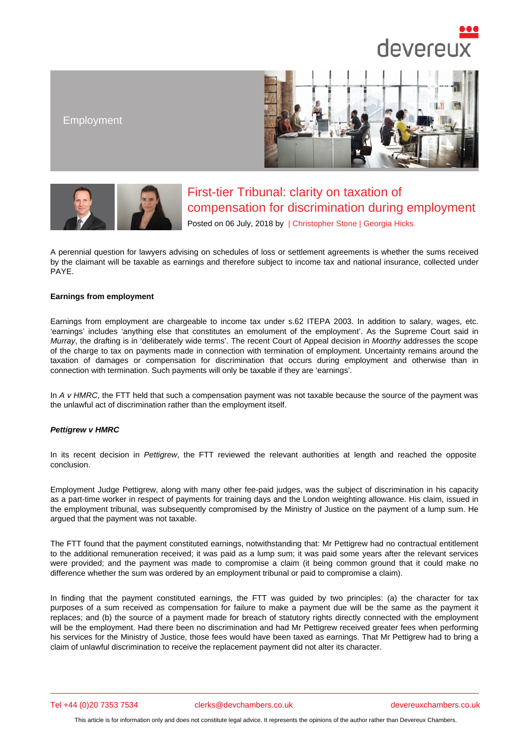Employment

# First-tier Tribunal: clarity on taxation of compensation for discrimination during employment

Posted on 06 July, 2018 by | Christopher Stone | Georgia Hicks

A perennial question for lawyers advising on schedules of loss or settlement agreements is whether the sums received by the claimant will be taxable as earnings and therefore subject to income tax and national insurance, collected under PAYE.

**Earnings from employment**

Earnings from employment are chargeable to income tax under s.62 ITEPA 2003. In addition to salary, wages, etc. 'earnings' includes 'anything else that constitutes an emolument of the employment'. As the Supreme Court said in *Murray*, the drafting is in 'deliberately wide terms'. The recent Court of Appeal decision in *Moorthy* addresses the scope of the charge to tax on payments made in connection with termination of employment. Uncertainty remains around the taxation of damages or compensation for discrimination that occurs during employment and otherwise than in connection with termination. Such payments will only be taxable if they are 'earnings'.

In *A v HMRC*, the FTT held that such a compensation payment was not taxable because the source of the payment was the unlawful act of discrimination rather than the employment itself.

***Pettigrew v HMRC***

In its recent decision in *Pettigrew*, the FTT reviewed the relevant authorities at length and reached the opposite conclusion.

Employment Judge Pettigrew, along with many other fee-paid judges, was the subject of discrimination in his capacity as a part-time worker in respect of payments for training days and the London weighting allowance. His claim, issued in the employment tribunal, was subsequently compromised by the Ministry of Justice on the payment of a lump sum. He argued that the payment was not taxable.

The FTT found that the payment constituted earnings, notwithstanding that: Mr Pettigrew had no contractual entitlement to the additional remuneration received; it was paid as a lump sum; it was paid some years after the relevant services were provided; and the payment was made to compromise a claim (it being common ground that it could make no difference whether the sum was ordered by an employment tribunal or paid to compromise a claim).

In finding that the payment constituted earnings, the FTT was guided by two principles: (a) the character for tax purposes of a sum received as compensation for failure to make a payment due will be the same as the payment it replaces; and (b) the source of a payment made for breach of statutory rights directly connected with the employment will be the employment. Had there been no discrimination and had Mr Pettigrew received greater fees when performing his services for the Ministry of Justice, those fees would have been taxed as earnings. That Mr Pettigrew had to bring a claim of unlawful discrimination to receive the replacement payment did not alter its character.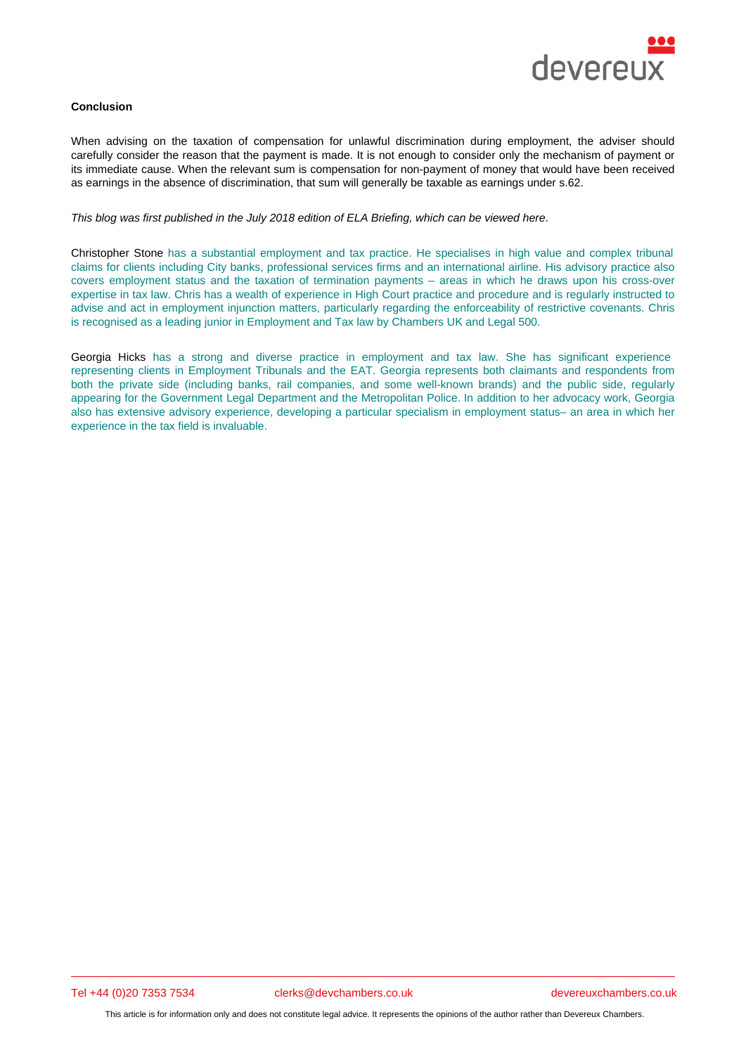**Conclusion**

When advising on the taxation of compensation for unlawful discrimination during employment, the adviser should carefully consider the reason that the payment is made. It is not enough to consider only the mechanism of payment or its immediate cause. When the relevant sum is compensation for non-payment of money that would have been received as earnings in the absence of discrimination, that sum will generally be taxable as earnings under s.62.

*This blog was first published in the July 2018 edition of ELA Briefing, which can be viewed here*.

Christopher Stone has a substantial employment and tax practice. He specialises in high value and complex tribunal claims for clients including City banks, professional services firms and an international airline. His advisory practice also covers employment status and the taxation of termination payments – areas in which he draws upon his cross-over expertise in tax law. Chris has a wealth of experience in High Court practice and procedure and is regularly instructed to advise and act in employment injunction matters, particularly regarding the enforceability of restrictive covenants. Chris is recognised as a leading junior in Employment and Tax law by Chambers UK and Legal 500.

Georgia Hicks has a strong and diverse practice in employment and tax law. She has significant experience representing clients in Employment Tribunals and the EAT. Georgia represents both claimants and respondents from both the private side (including banks, rail companies, and some well-known brands) and the public side, regularly appearing for the Government Legal Department and the Metropolitan Police. In addition to her advocacy work, Georgia also has extensive advisory experience, developing a particular specialism in employment status– an area in which her experience in the tax field is invaluable.